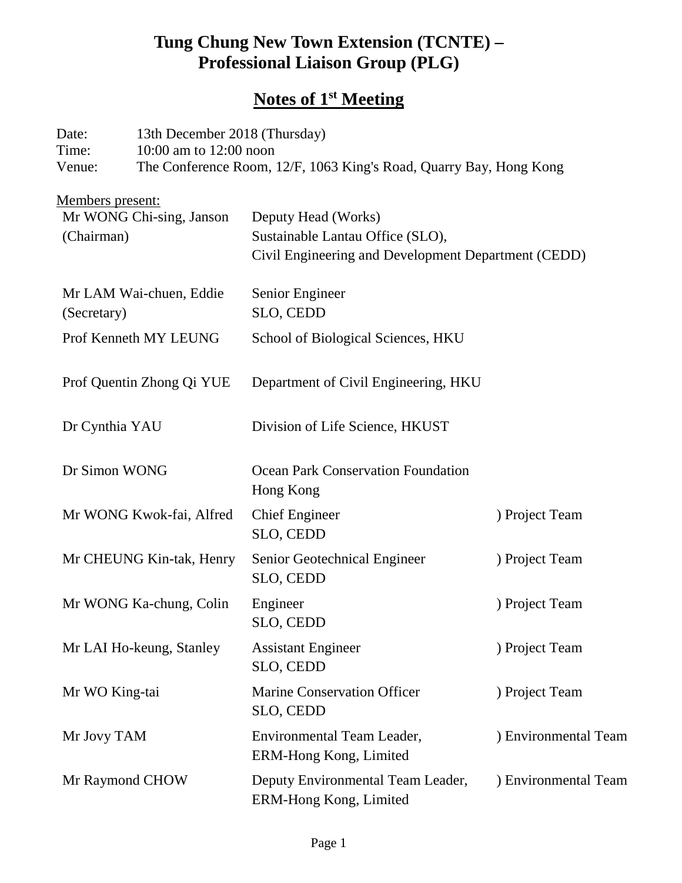# Tung Chung New Town Extension (TCNTE) – Professional Liaison Group (PLG)

## Notes of 1st Meeting

Date: 13th December 2018 (Thursday)
Time: 10:00 am to 12:00 noon
Venue: The Conference Room, 12/F, 1063 King's Road, Quarry Bay, Hong Kong

Members present:

| | | |
|---|---|---|
| Mr WONG Chi-sing, Janson (Chairman) | Deputy Head (Works) Sustainable Lantau Office (SLO), Civil Engineering and Development Department (CEDD) | |
| Mr LAM Wai-chuen, Eddie (Secretary) | Senior Engineer SLO, CEDD | |
| Prof Kenneth MY LEUNG | School of Biological Sciences, HKU | |
| Prof Quentin Zhong Qi YUE | Department of Civil Engineering, HKU | |
| Dr Cynthia YAU | Division of Life Science, HKUST | |
| Dr Simon WONG | Ocean Park Conservation Foundation Hong Kong | |
| Mr WONG Kwok-fai, Alfred | Chief Engineer SLO, CEDD | ) Project Team |
| Mr CHEUNG Kin-tak, Henry | Senior Geotechnical Engineer SLO, CEDD | ) Project Team |
| Mr WONG Ka-chung, Colin | Engineer SLO, CEDD | ) Project Team |
| Mr LAI Ho-keung, Stanley | Assistant Engineer SLO, CEDD | ) Project Team |
| Mr WO King-tai | Marine Conservation Officer SLO, CEDD | ) Project Team |
| Mr Jovy TAM | Environmental Team Leader, ERM-Hong Kong, Limited | ) Environmental Team |
| Mr Raymond CHOW | Deputy Environmental Team Leader, ERM-Hong Kong, Limited | ) Environmental Team |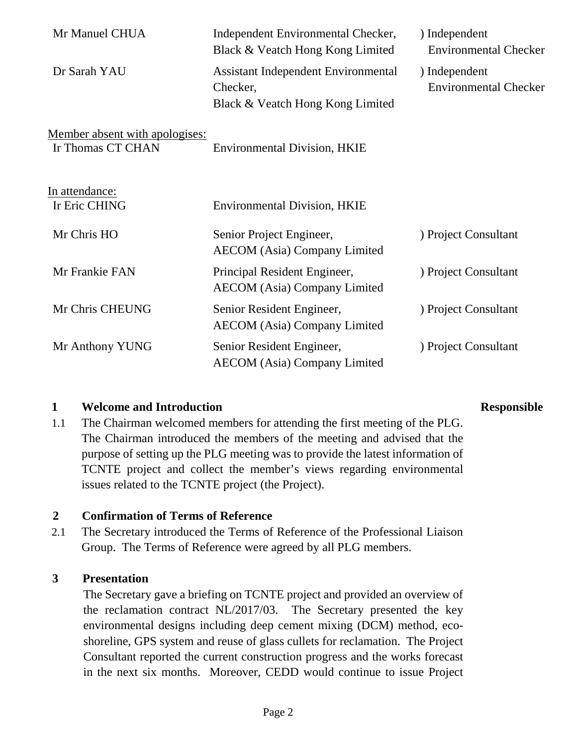| | | |
|---|---|---|
| Mr Manuel CHUA | Independent Environmental Checker, Black & Veatch Hong Kong Limited | ) Independent Environmental Checker |
| Dr Sarah YAU | Assistant Independent Environmental Checker, Black & Veatch Hong Kong Limited | ) Independent Environmental Checker |

Member absent with apologises:

| | |
|---|---|
| Ir Thomas CT CHAN | Environmental Division, HKIE |

In attendance:

| | | |
|---|---|---|
| Ir Eric CHING | Environmental Division, HKIE | |
| Mr Chris HO | Senior Project Engineer, AECOM (Asia) Company Limited | ) Project Consultant |
| Mr Frankie FAN | Principal Resident Engineer, AECOM (Asia) Company Limited | ) Project Consultant |
| Mr Chris CHEUNG | Senior Resident Engineer, AECOM (Asia) Company Limited | ) Project Consultant |
| Mr Anthony YUNG | Senior Resident Engineer, AECOM (Asia) Company Limited | ) Project Consultant |

## 1 Welcome and Introduction

**Responsible**

1.1 The Chairman welcomed members for attending the first meeting of the PLG. The Chairman introduced the members of the meeting and advised that the purpose of setting up the PLG meeting was to provide the latest information of TCNTE project and collect the member's views regarding environmental issues related to the TCNTE project (the Project).

## 2 Confirmation of Terms of Reference

2.1 The Secretary introduced the Terms of Reference of the Professional Liaison Group. The Terms of Reference were agreed by all PLG members.

## 3 Presentation

The Secretary gave a briefing on TCNTE project and provided an overview of the reclamation contract NL/2017/03. The Secretary presented the key environmental designs including deep cement mixing (DCM) method, eco-shoreline, GPS system and reuse of glass cullets for reclamation. The Project Consultant reported the current construction progress and the works forecast in the next six months. Moreover, CEDD would continue to issue Project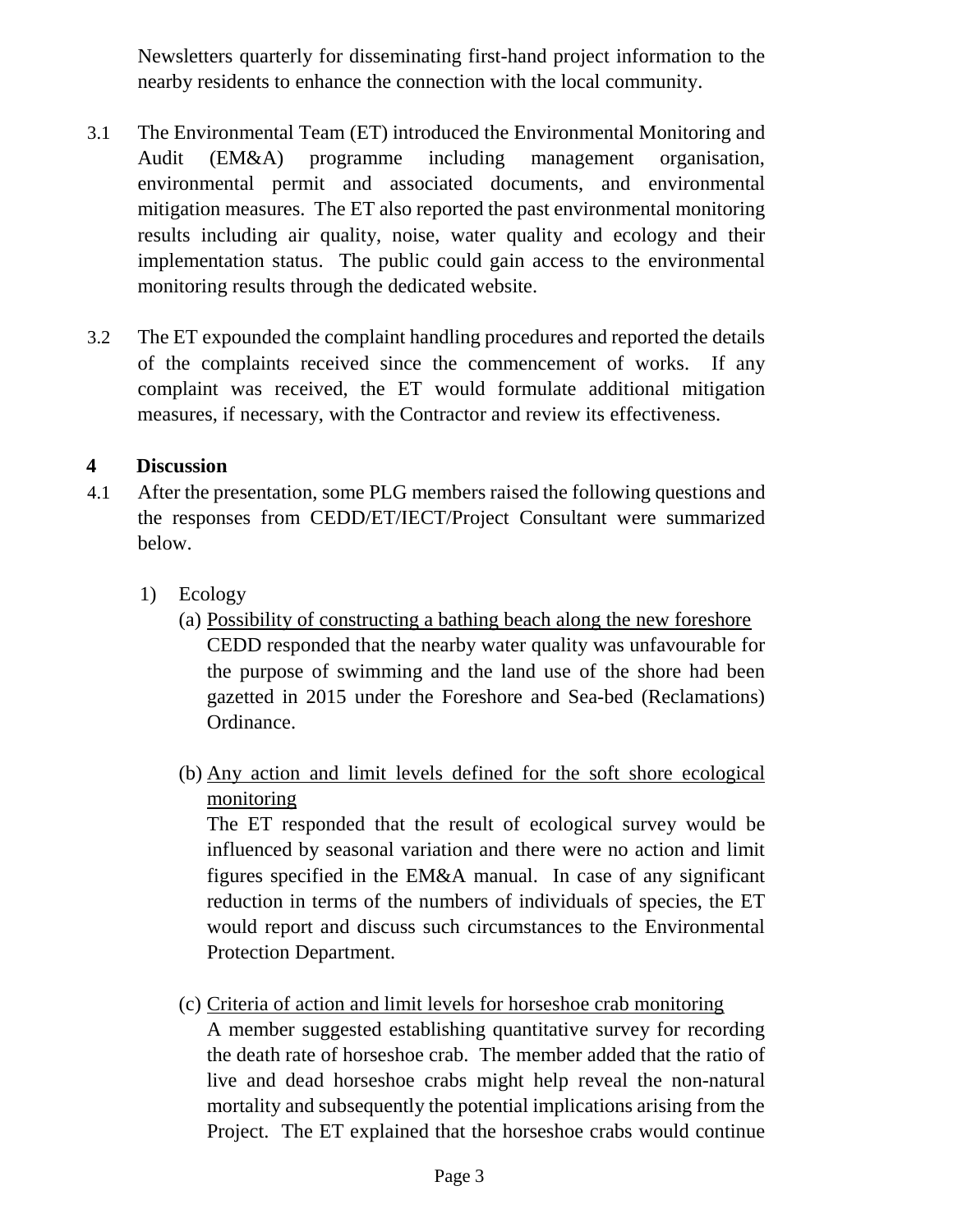Newsletters quarterly for disseminating first-hand project information to the nearby residents to enhance the connection with the local community.

3.1 The Environmental Team (ET) introduced the Environmental Monitoring and Audit (EM&A) programme including management organisation, environmental permit and associated documents, and environmental mitigation measures. The ET also reported the past environmental monitoring results including air quality, noise, water quality and ecology and their implementation status. The public could gain access to the environmental monitoring results through the dedicated website.

3.2 The ET expounded the complaint handling procedures and reported the details of the complaints received since the commencement of works. If any complaint was received, the ET would formulate additional mitigation measures, if necessary, with the Contractor and review its effectiveness.

## 4 Discussion

4.1 After the presentation, some PLG members raised the following questions and the responses from CEDD/ET/IECT/Project Consultant were summarized below.

1) Ecology

(a) <u>Possibility of constructing a bathing beach along the new foreshore</u>
CEDD responded that the nearby water quality was unfavourable for the purpose of swimming and the land use of the shore had been gazetted in 2015 under the Foreshore and Sea-bed (Reclamations) Ordinance.

(b) <u>Any action and limit levels defined for the soft shore ecological monitoring</u>
The ET responded that the result of ecological survey would be influenced by seasonal variation and there were no action and limit figures specified in the EM&A manual. In case of any significant reduction in terms of the numbers of individuals of species, the ET would report and discuss such circumstances to the Environmental Protection Department.

(c) <u>Criteria of action and limit levels for horseshoe crab monitoring</u>
A member suggested establishing quantitative survey for recording the death rate of horseshoe crab. The member added that the ratio of live and dead horseshoe crabs might help reveal the non-natural mortality and subsequently the potential implications arising from the Project. The ET explained that the horseshoe crabs would continue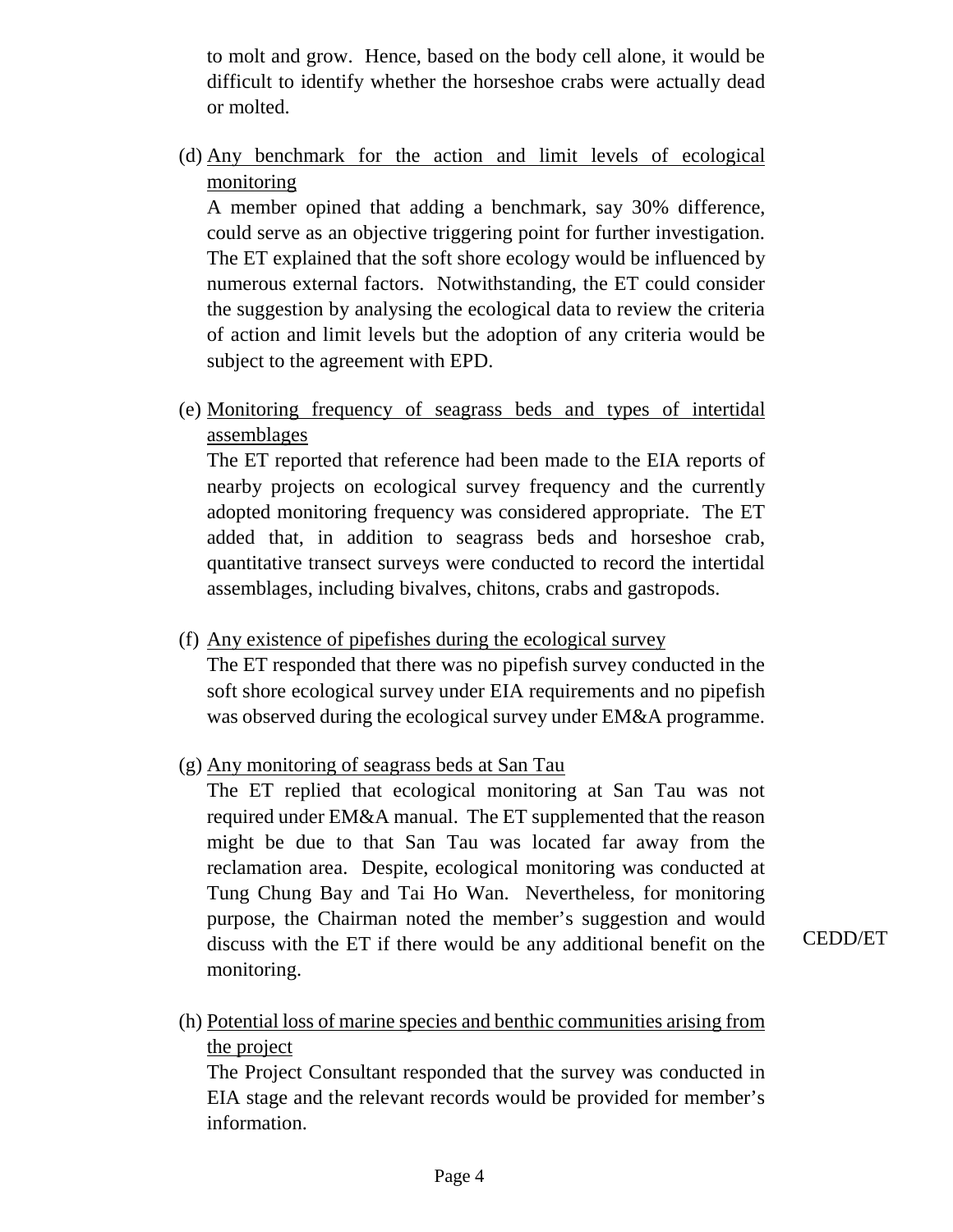to molt and grow. Hence, based on the body cell alone, it would be difficult to identify whether the horseshoe crabs were actually dead or molted.

(d) <u>Any benchmark for the action and limit levels of ecological monitoring</u>

A member opined that adding a benchmark, say 30% difference, could serve as an objective triggering point for further investigation. The ET explained that the soft shore ecology would be influenced by numerous external factors. Notwithstanding, the ET could consider the suggestion by analysing the ecological data to review the criteria of action and limit levels but the adoption of any criteria would be subject to the agreement with EPD.

(e) <u>Monitoring frequency of seagrass beds and types of intertidal assemblages</u>

The ET reported that reference had been made to the EIA reports of nearby projects on ecological survey frequency and the currently adopted monitoring frequency was considered appropriate. The ET added that, in addition to seagrass beds and horseshoe crab, quantitative transect surveys were conducted to record the intertidal assemblages, including bivalves, chitons, crabs and gastropods.

(f) <u>Any existence of pipefishes during the ecological survey</u>

The ET responded that there was no pipefish survey conducted in the soft shore ecological survey under EIA requirements and no pipefish was observed during the ecological survey under EM&A programme.

(g) <u>Any monitoring of seagrass beds at San Tau</u>

The ET replied that ecological monitoring at San Tau was not required under EM&A manual. The ET supplemented that the reason might be due to that San Tau was located far away from the reclamation area. Despite, ecological monitoring was conducted at Tung Chung Bay and Tai Ho Wan. Nevertheless, for monitoring purpose, the Chairman noted the member's suggestion and would discuss with the ET if there would be any additional benefit on the monitoring. **CEDD/ET**

(h) <u>Potential loss of marine species and benthic communities arising from the project</u>

The Project Consultant responded that the survey was conducted in EIA stage and the relevant records would be provided for member's information.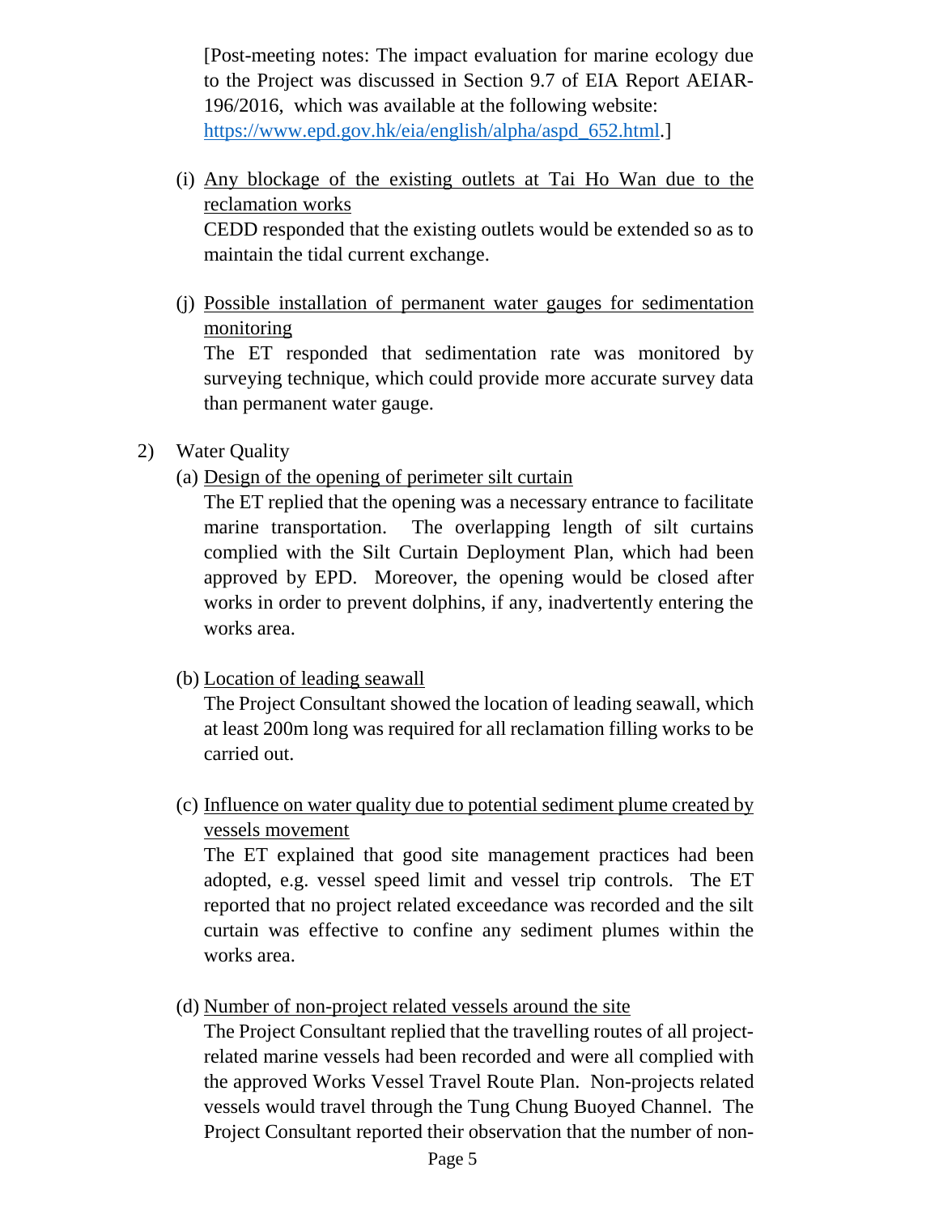[Post-meeting notes: The impact evaluation for marine ecology due to the Project was discussed in Section 9.7 of EIA Report AEIAR-196/2016, which was available at the following website: https://www.epd.gov.hk/eia/english/alpha/aspd_652.html.]

(i) Any blockage of the existing outlets at Tai Ho Wan due to the reclamation works

CEDD responded that the existing outlets would be extended so as to maintain the tidal current exchange.

(j) Possible installation of permanent water gauges for sedimentation monitoring

The ET responded that sedimentation rate was monitored by surveying technique, which could provide more accurate survey data than permanent water gauge.

2) Water Quality

(a) Design of the opening of perimeter silt curtain

The ET replied that the opening was a necessary entrance to facilitate marine transportation. The overlapping length of silt curtains complied with the Silt Curtain Deployment Plan, which had been approved by EPD. Moreover, the opening would be closed after works in order to prevent dolphins, if any, inadvertently entering the works area.

(b) Location of leading seawall

The Project Consultant showed the location of leading seawall, which at least 200m long was required for all reclamation filling works to be carried out.

(c) Influence on water quality due to potential sediment plume created by vessels movement

The ET explained that good site management practices had been adopted, e.g. vessel speed limit and vessel trip controls. The ET reported that no project related exceedance was recorded and the silt curtain was effective to confine any sediment plumes within the works area.

(d) Number of non-project related vessels around the site

The Project Consultant replied that the travelling routes of all project-related marine vessels had been recorded and were all complied with the approved Works Vessel Travel Route Plan. Non-projects related vessels would travel through the Tung Chung Buoyed Channel. The Project Consultant reported their observation that the number of non-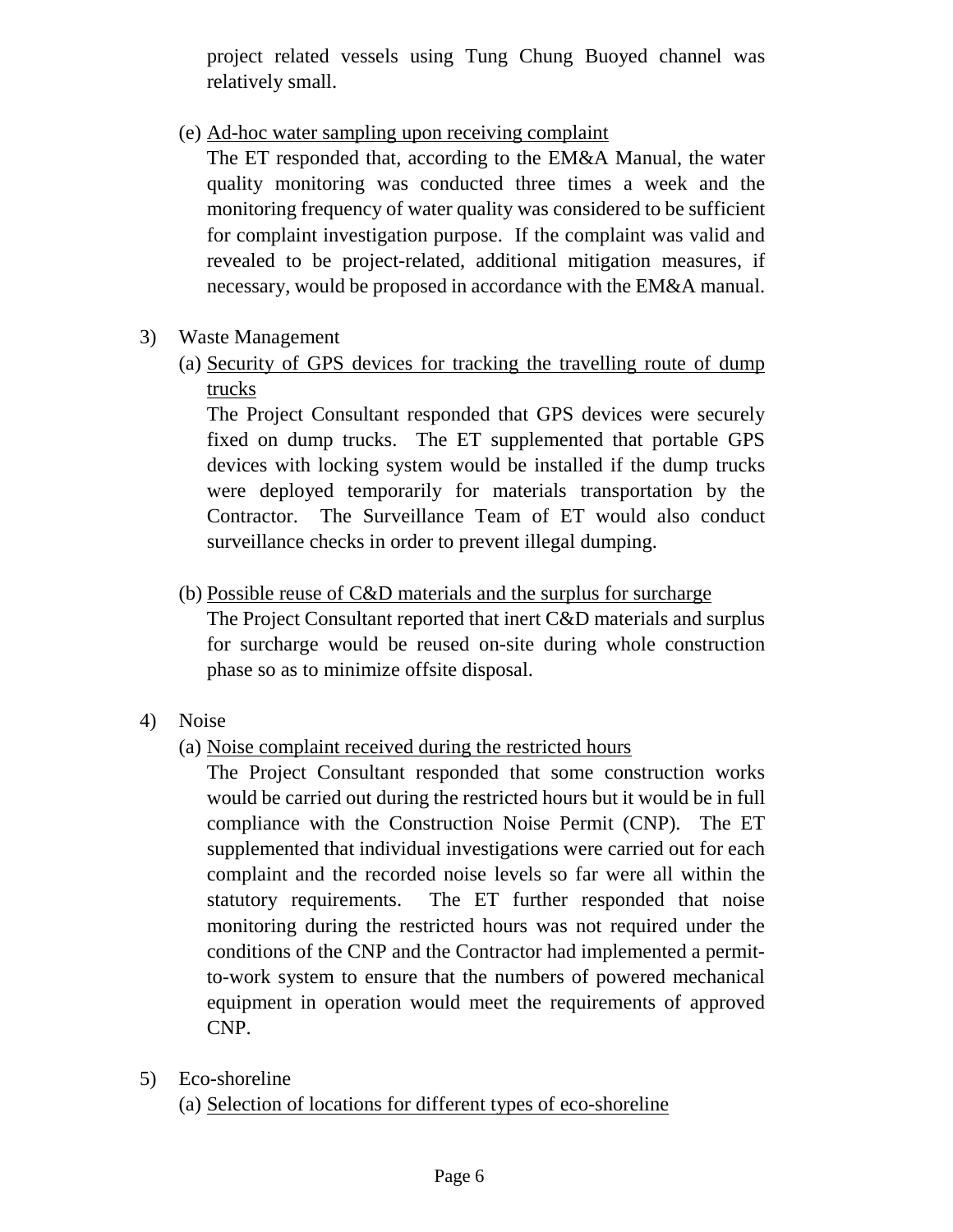project related vessels using Tung Chung Buoyed channel was relatively small.

(e) Ad-hoc water sampling upon receiving complaint

The ET responded that, according to the EM&A Manual, the water quality monitoring was conducted three times a week and the monitoring frequency of water quality was considered to be sufficient for complaint investigation purpose. If the complaint was valid and revealed to be project-related, additional mitigation measures, if necessary, would be proposed in accordance with the EM&A manual.

3) Waste Management

(a) Security of GPS devices for tracking the travelling route of dump trucks

The Project Consultant responded that GPS devices were securely fixed on dump trucks. The ET supplemented that portable GPS devices with locking system would be installed if the dump trucks were deployed temporarily for materials transportation by the Contractor. The Surveillance Team of ET would also conduct surveillance checks in order to prevent illegal dumping.

(b) Possible reuse of C&D materials and the surplus for surcharge

The Project Consultant reported that inert C&D materials and surplus for surcharge would be reused on-site during whole construction phase so as to minimize offsite disposal.

4) Noise

(a) Noise complaint received during the restricted hours

The Project Consultant responded that some construction works would be carried out during the restricted hours but it would be in full compliance with the Construction Noise Permit (CNP). The ET supplemented that individual investigations were carried out for each complaint and the recorded noise levels so far were all within the statutory requirements. The ET further responded that noise monitoring during the restricted hours was not required under the conditions of the CNP and the Contractor had implemented a permit-to-work system to ensure that the numbers of powered mechanical equipment in operation would meet the requirements of approved CNP.

5) Eco-shoreline

(a) Selection of locations for different types of eco-shoreline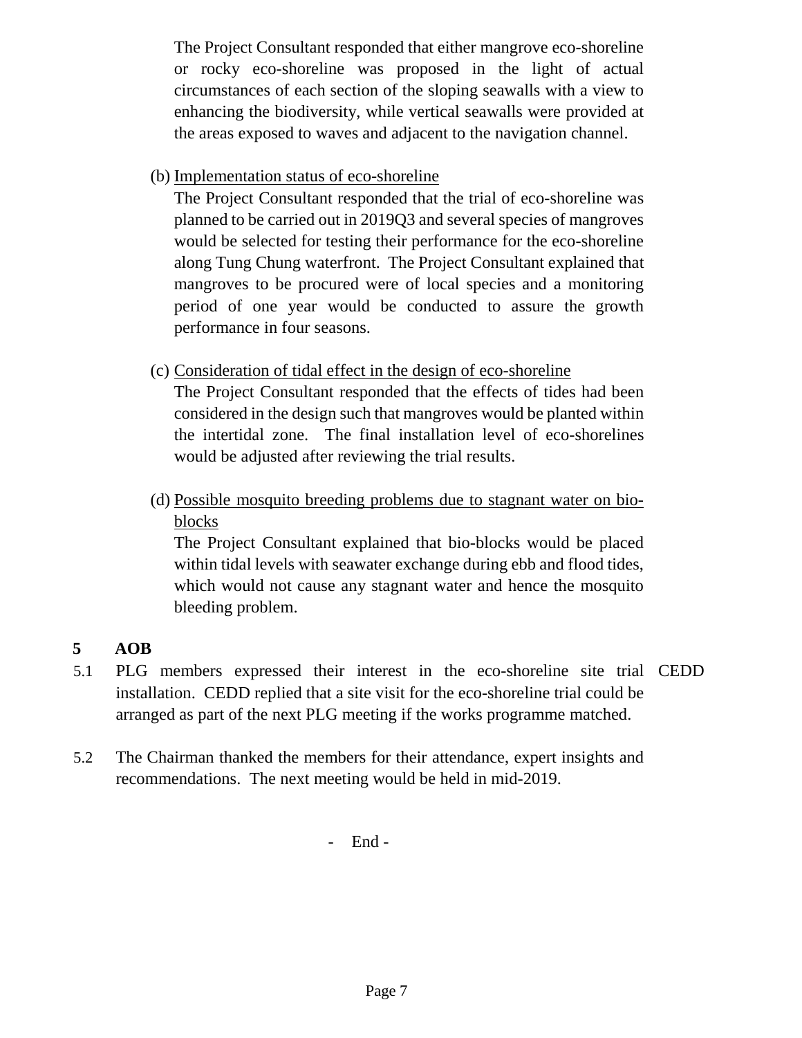The Project Consultant responded that either mangrove eco-shoreline or rocky eco-shoreline was proposed in the light of actual circumstances of each section of the sloping seawalls with a view to enhancing the biodiversity, while vertical seawalls were provided at the areas exposed to waves and adjacent to the navigation channel.

(b) Implementation status of eco-shoreline

The Project Consultant responded that the trial of eco-shoreline was planned to be carried out in 2019Q3 and several species of mangroves would be selected for testing their performance for the eco-shoreline along Tung Chung waterfront. The Project Consultant explained that mangroves to be procured were of local species and a monitoring period of one year would be conducted to assure the growth performance in four seasons.

(c) Consideration of tidal effect in the design of eco-shoreline

The Project Consultant responded that the effects of tides had been considered in the design such that mangroves would be planted within the intertidal zone. The final installation level of eco-shorelines would be adjusted after reviewing the trial results.

(d) Possible mosquito breeding problems due to stagnant water on bio-blocks

The Project Consultant explained that bio-blocks would be placed within tidal levels with seawater exchange during ebb and flood tides, which would not cause any stagnant water and hence the mosquito bleeding problem.

## 5 AOB

| | | |
|---|---|---|
| 5.1 | PLG members expressed their interest in the eco-shoreline site trial installation. CEDD replied that a site visit for the eco-shoreline trial could be arranged as part of the next PLG meeting if the works programme matched. | CEDD |
| 5.2 | The Chairman thanked the members for their attendance, expert insights and recommendations. The next meeting would be held in mid-2019. | |

\- End -